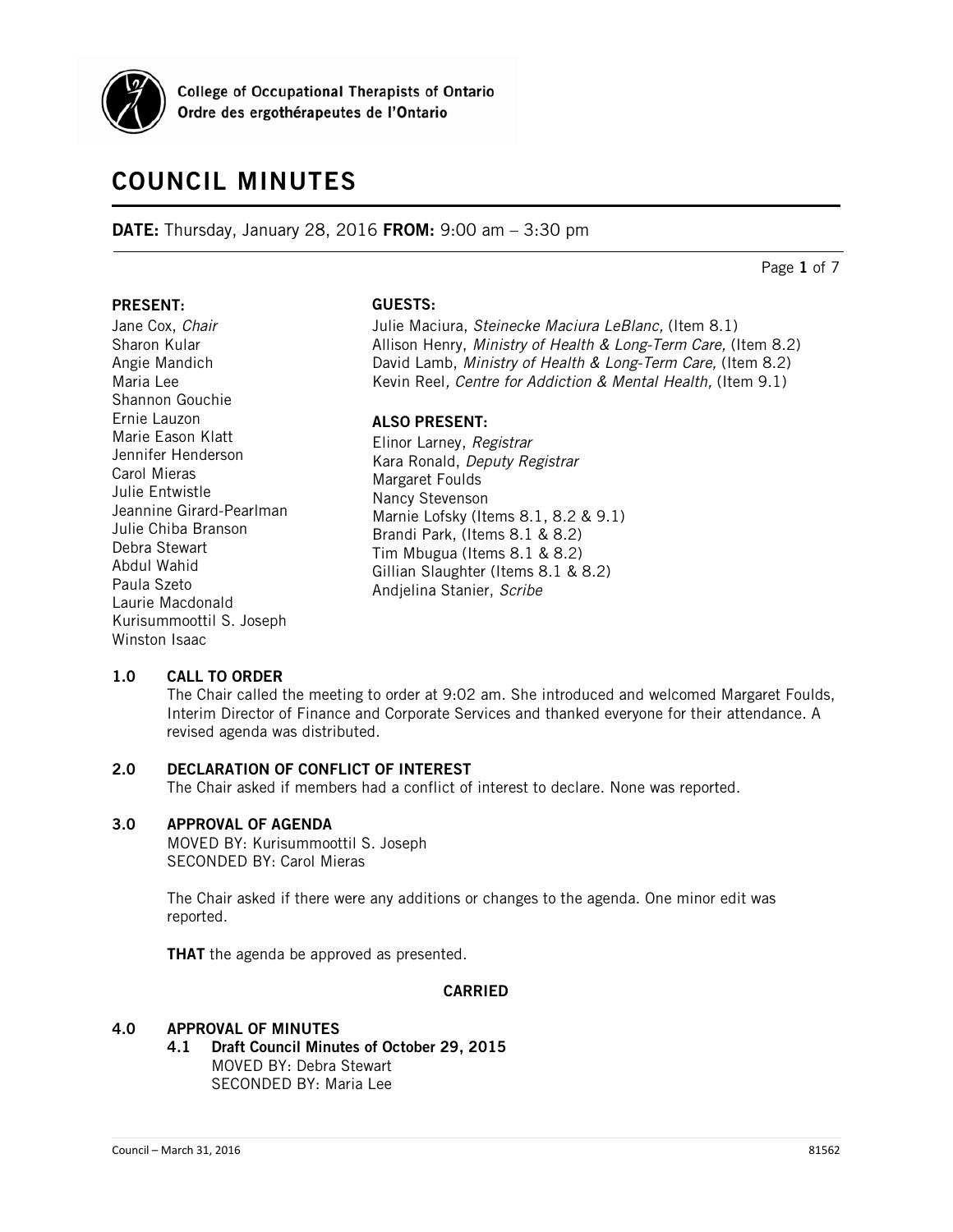College of Occupational Therapists of Ontario
Ordre des ergothérapeutes de l'Ontario

# COUNCIL MINUTES

**DATE:** Thursday, January 28, 2016 **FROM:** 9:00 am – 3:30 pm

**PRESENT:**
Jane Cox, *Chair*
Sharon Kular
Angie Mandich
Maria Lee
Shannon Gouchie
Ernie Lauzon
Marie Eason Klatt
Jennifer Henderson
Carol Mieras
Julie Entwistle
Jeannine Girard-Pearlman
Julie Chiba Branson
Debra Stewart
Abdul Wahid
Paula Szeto
Laurie Macdonald
Kurisummoottil S. Joseph
Winston Isaac

**GUESTS:**
Julie Maciura, *Steinecke Maciura LeBlanc,* (Item 8.1)
Allison Henry, *Ministry of Health & Long-Term Care,* (Item 8.2)
David Lamb, *Ministry of Health & Long-Term Care,* (Item 8.2)
Kevin Reel, *Centre for Addiction & Mental Health,* (Item 9.1)

**ALSO PRESENT:**
Elinor Larney, *Registrar*
Kara Ronald, *Deputy Registrar*
Margaret Foulds
Nancy Stevenson
Marnie Lofsky (Items 8.1, 8.2 & 9.1)
Brandi Park, (Items 8.1 & 8.2)
Tim Mbugua (Items 8.1 & 8.2)
Gillian Slaughter (Items 8.1 & 8.2)
Andjelina Stanier, *Scribe*

## 1.0 CALL TO ORDER

The Chair called the meeting to order at 9:02 am. She introduced and welcomed Margaret Foulds, Interim Director of Finance and Corporate Services and thanked everyone for their attendance. A revised agenda was distributed.

## 2.0 DECLARATION OF CONFLICT OF INTEREST

The Chair asked if members had a conflict of interest to declare. None was reported.

## 3.0 APPROVAL OF AGENDA

MOVED BY: Kurisummoottil S. Joseph
SECONDED BY: Carol Mieras

The Chair asked if there were any additions or changes to the agenda. One minor edit was reported.

**THAT** the agenda be approved as presented.

**CARRIED**

## 4.0 APPROVAL OF MINUTES

### 4.1 Draft Council Minutes of October 29, 2015

MOVED BY: Debra Stewart
SECONDED BY: Maria Lee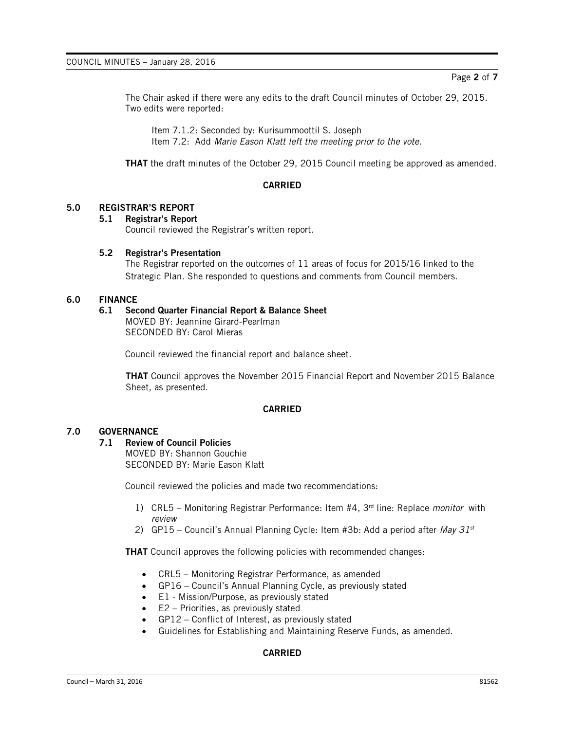The Chair asked if there were any edits to the draft Council minutes of October 29, 2015. Two edits were reported:

Item 7.1.2: Seconded by: Kurisummoottil S. Joseph
Item 7.2: Add *Marie Eason Klatt left the meeting prior to the vote.*

**THAT** the draft minutes of the October 29, 2015 Council meeting be approved as amended.

**CARRIED**

## 5.0 REGISTRAR'S REPORT

### 5.1 Registrar's Report

Council reviewed the Registrar's written report.

### 5.2 Registrar's Presentation

The Registrar reported on the outcomes of 11 areas of focus for 2015/16 linked to the Strategic Plan. She responded to questions and comments from Council members.

## 6.0 FINANCE

### 6.1 Second Quarter Financial Report & Balance Sheet

MOVED BY: Jeannine Girard-Pearlman
SECONDED BY: Carol Mieras

Council reviewed the financial report and balance sheet.

**THAT** Council approves the November 2015 Financial Report and November 2015 Balance Sheet, as presented.

**CARRIED**

## 7.0 GOVERNANCE

### 7.1 Review of Council Policies

MOVED BY: Shannon Gouchie
SECONDED BY: Marie Eason Klatt

Council reviewed the policies and made two recommendations:

1) CRL5 – Monitoring Registrar Performance: Item #4, 3rd line: Replace *monitor* with *review*
2) GP15 – Council's Annual Planning Cycle: Item #3b: Add a period after *May 31st*

**THAT** Council approves the following policies with recommended changes:

- CRL5 – Monitoring Registrar Performance, as amended
- GP16 – Council's Annual Planning Cycle, as previously stated
- E1 - Mission/Purpose, as previously stated
- E2 – Priorities, as previously stated
- GP12 – Conflict of Interest, as previously stated
- Guidelines for Establishing and Maintaining Reserve Funds, as amended.

**CARRIED**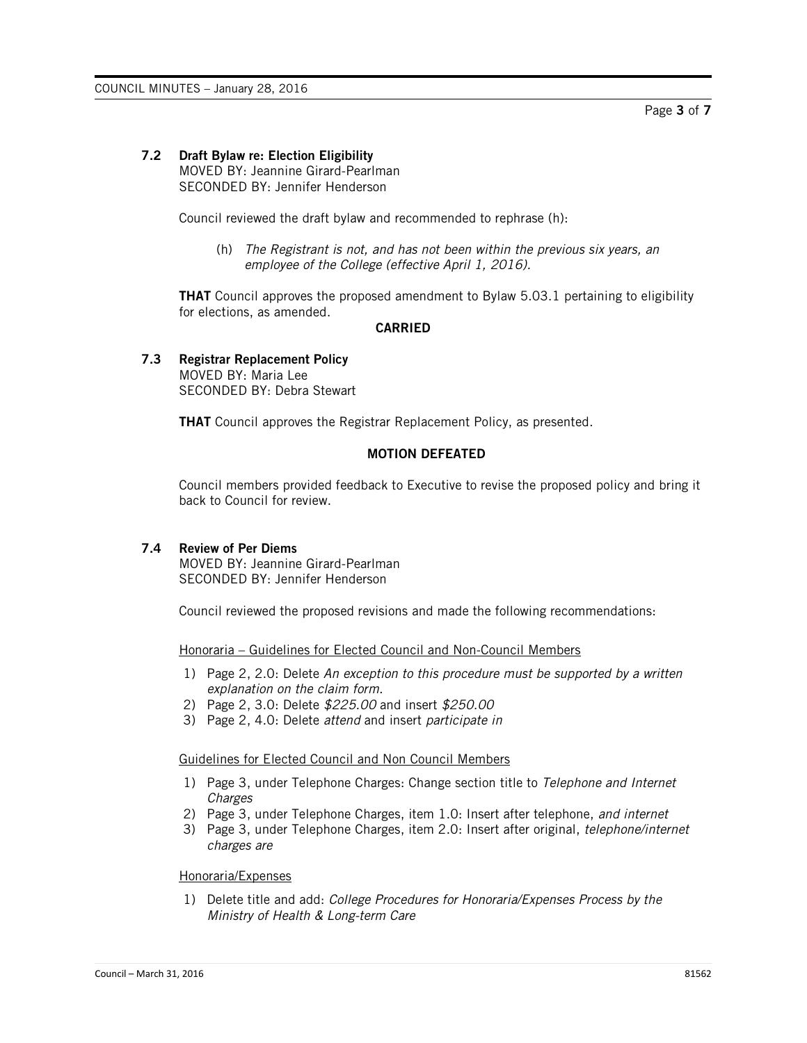### 7.2 Draft Bylaw re: Election Eligibility

MOVED BY: Jeannine Girard-Pearlman
SECONDED BY: Jennifer Henderson

Council reviewed the draft bylaw and recommended to rephrase (h):

> (h) *The Registrant is not, and has not been within the previous six years, an employee of the College (effective April 1, 2016).*

**THAT** Council approves the proposed amendment to Bylaw 5.03.1 pertaining to eligibility for elections, as amended.

**CARRIED**

### 7.3 Registrar Replacement Policy

MOVED BY: Maria Lee
SECONDED BY: Debra Stewart

**THAT** Council approves the Registrar Replacement Policy, as presented.

**MOTION DEFEATED**

Council members provided feedback to Executive to revise the proposed policy and bring it back to Council for review.

### 7.4 Review of Per Diems

MOVED BY: Jeannine Girard-Pearlman
SECONDED BY: Jennifer Henderson

Council reviewed the proposed revisions and made the following recommendations:

Honoraria – Guidelines for Elected Council and Non-Council Members

1) Page 2, 2.0: Delete *An exception to this procedure must be supported by a written explanation on the claim form.*
2) Page 2, 3.0: Delete *$225.00* and insert *$250.00*
3) Page 2, 4.0: Delete *attend* and insert *participate in*

Guidelines for Elected Council and Non Council Members

1) Page 3, under Telephone Charges: Change section title to *Telephone and Internet Charges*
2) Page 3, under Telephone Charges, item 1.0: Insert after telephone, *and internet*
3) Page 3, under Telephone Charges, item 2.0: Insert after original, *telephone/internet charges are*

Honoraria/Expenses

1) Delete title and add: *College Procedures for Honoraria/Expenses Process by the Ministry of Health & Long-term Care*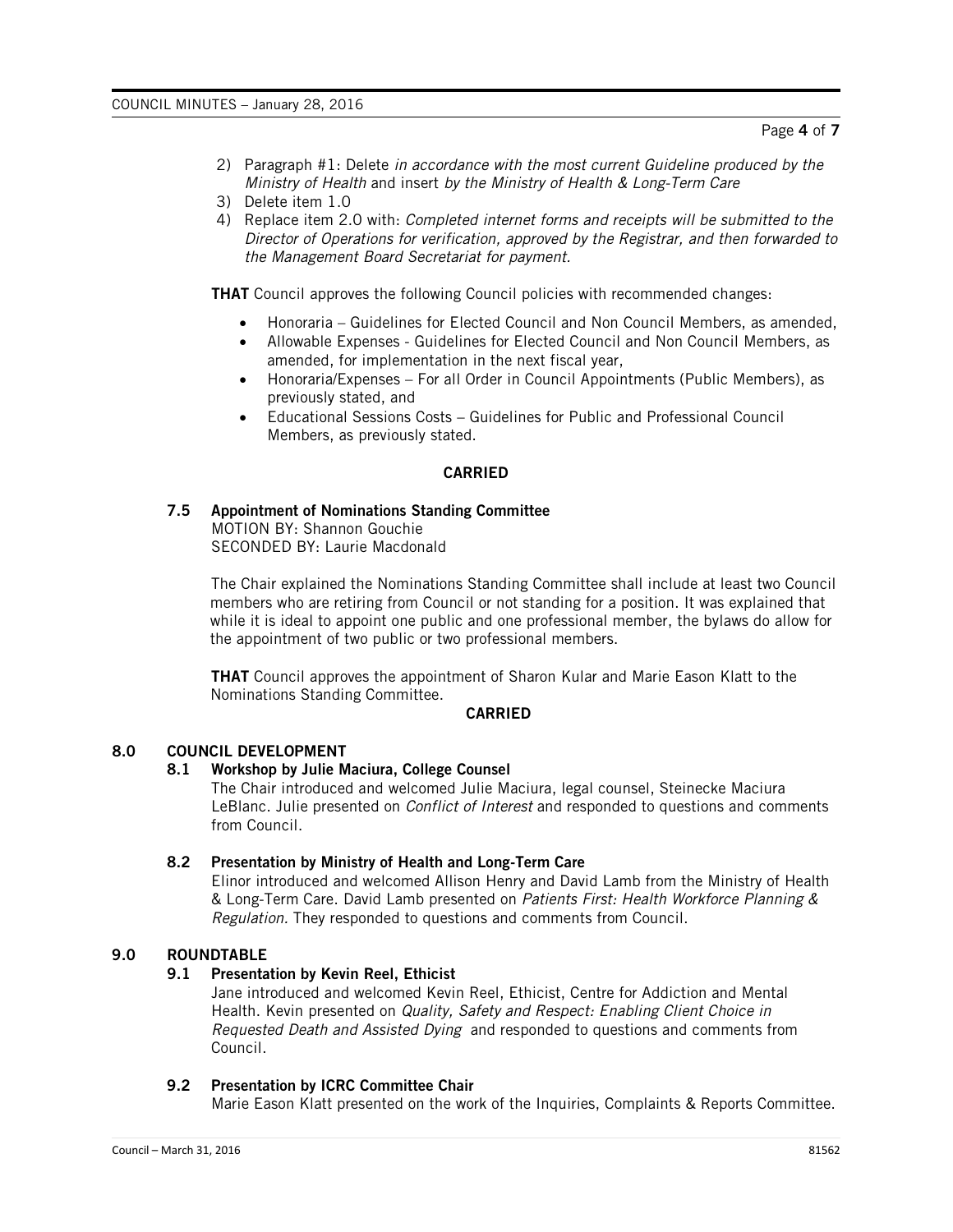2) Paragraph #1: Delete *in accordance with the most current Guideline produced by the Ministry of Health* and insert *by the Ministry of Health & Long-Term Care*
3) Delete item 1.0
4) Replace item 2.0 with: *Completed internet forms and receipts will be submitted to the Director of Operations for verification, approved by the Registrar, and then forwarded to the Management Board Secretariat for payment.*

**THAT** Council approves the following Council policies with recommended changes:

- Honoraria – Guidelines for Elected Council and Non Council Members, as amended,
- Allowable Expenses - Guidelines for Elected Council and Non Council Members, as amended, for implementation in the next fiscal year,
- Honoraria/Expenses – For all Order in Council Appointments (Public Members), as previously stated, and
- Educational Sessions Costs – Guidelines for Public and Professional Council Members, as previously stated.

**CARRIED**

### 7.5 Appointment of Nominations Standing Committee

MOTION BY: Shannon Gouchie
SECONDED BY: Laurie Macdonald

The Chair explained the Nominations Standing Committee shall include at least two Council members who are retiring from Council or not standing for a position. It was explained that while it is ideal to appoint one public and one professional member, the bylaws do allow for the appointment of two public or two professional members.

**THAT** Council approves the appointment of Sharon Kular and Marie Eason Klatt to the Nominations Standing Committee.

**CARRIED**

## 8.0 COUNCIL DEVELOPMENT

### 8.1 Workshop by Julie Maciura, College Counsel

The Chair introduced and welcomed Julie Maciura, legal counsel, Steinecke Maciura LeBlanc. Julie presented on *Conflict of Interest* and responded to questions and comments from Council.

### 8.2 Presentation by Ministry of Health and Long-Term Care

Elinor introduced and welcomed Allison Henry and David Lamb from the Ministry of Health & Long-Term Care. David Lamb presented on *Patients First: Health Workforce Planning & Regulation.* They responded to questions and comments from Council.

## 9.0 ROUNDTABLE

### 9.1 Presentation by Kevin Reel, Ethicist

Jane introduced and welcomed Kevin Reel, Ethicist, Centre for Addiction and Mental Health. Kevin presented on *Quality, Safety and Respect: Enabling Client Choice in Requested Death and Assisted Dying* and responded to questions and comments from Council.

### 9.2 Presentation by ICRC Committee Chair

Marie Eason Klatt presented on the work of the Inquiries, Complaints & Reports Committee.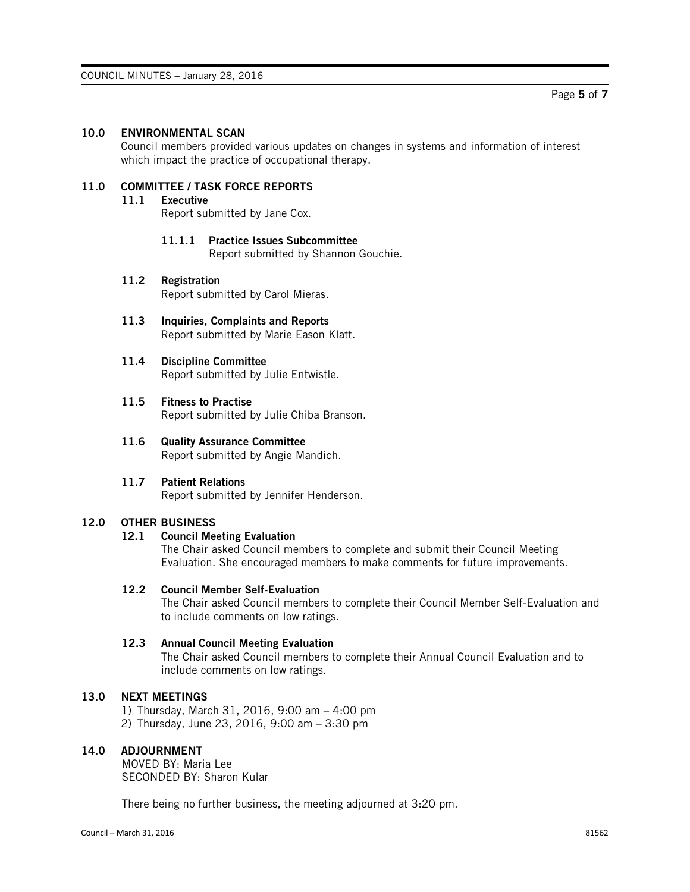## 10.0 ENVIRONMENTAL SCAN

Council members provided various updates on changes in systems and information of interest which impact the practice of occupational therapy.

## 11.0 COMMITTEE / TASK FORCE REPORTS

### 11.1 Executive

Report submitted by Jane Cox.

#### 11.1.1 Practice Issues Subcommittee

Report submitted by Shannon Gouchie.

### 11.2 Registration

Report submitted by Carol Mieras.

### 11.3 Inquiries, Complaints and Reports

Report submitted by Marie Eason Klatt.

### 11.4 Discipline Committee

Report submitted by Julie Entwistle.

### 11.5 Fitness to Practise

Report submitted by Julie Chiba Branson.

### 11.6 Quality Assurance Committee

Report submitted by Angie Mandich.

### 11.7 Patient Relations

Report submitted by Jennifer Henderson.

## 12.0 OTHER BUSINESS

### 12.1 Council Meeting Evaluation

The Chair asked Council members to complete and submit their Council Meeting Evaluation. She encouraged members to make comments for future improvements.

### 12.2 Council Member Self-Evaluation

The Chair asked Council members to complete their Council Member Self-Evaluation and to include comments on low ratings.

### 12.3 Annual Council Meeting Evaluation

The Chair asked Council members to complete their Annual Council Evaluation and to include comments on low ratings.

## 13.0 NEXT MEETINGS

1) Thursday, March 31, 2016, 9:00 am – 4:00 pm
2) Thursday, June 23, 2016, 9:00 am – 3:30 pm

## 14.0 ADJOURNMENT

MOVED BY: Maria Lee
SECONDED BY: Sharon Kular

There being no further business, the meeting adjourned at 3:20 pm.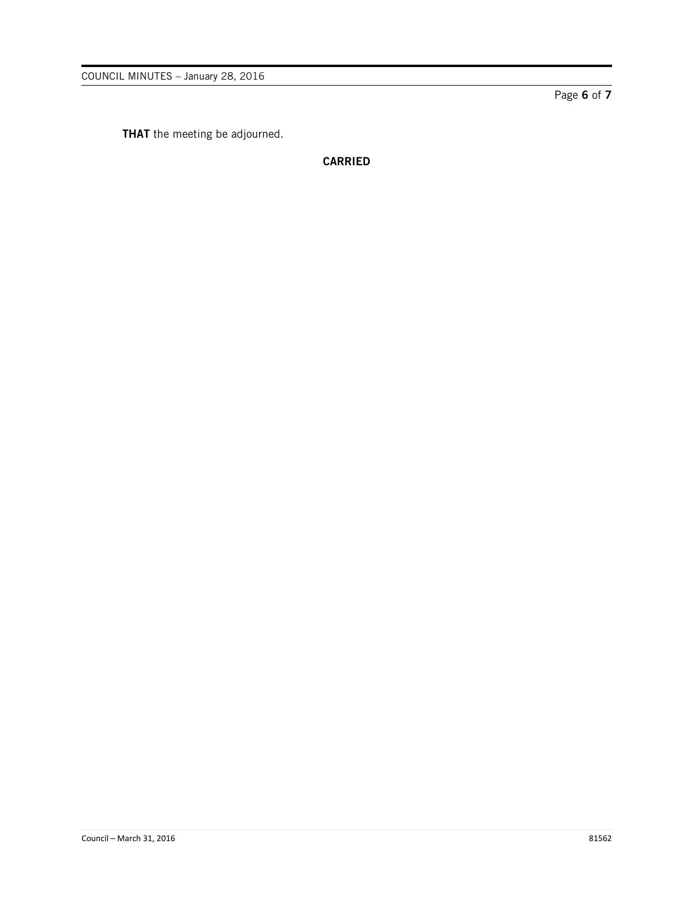**THAT** the meeting be adjourned.

**CARRIED**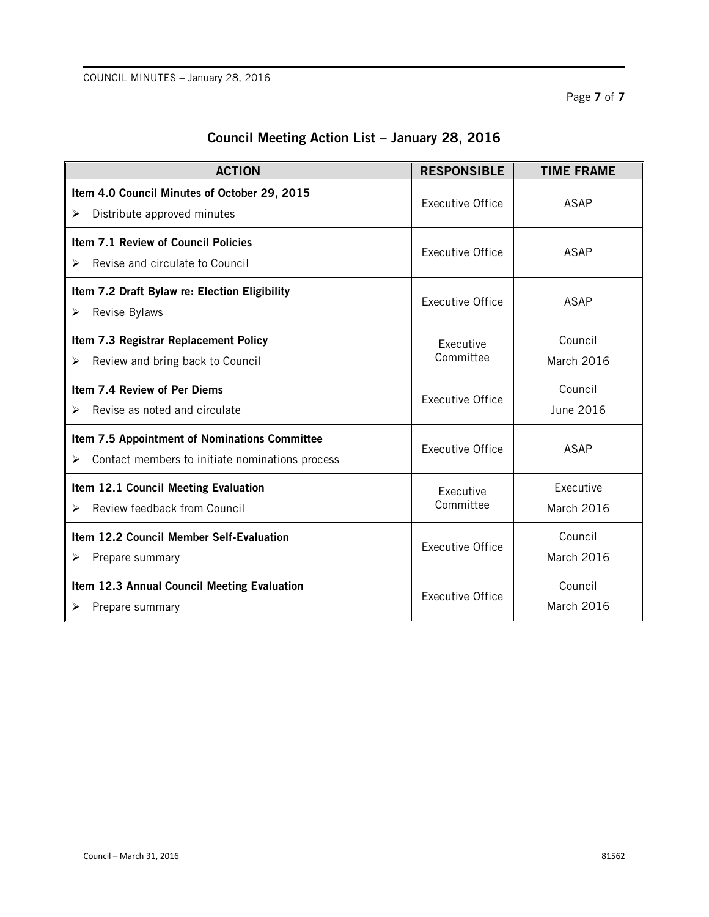## Council Meeting Action List – January 28, 2016

| ACTION | RESPONSIBLE | TIME FRAME |
| --- | --- | --- |
| **Item 4.0 Council Minutes of October 29, 2015**<br>➢ Distribute approved minutes | Executive Office | ASAP |
| **Item 7.1 Review of Council Policies**<br>➢ Revise and circulate to Council | Executive Office | ASAP |
| **Item 7.2 Draft Bylaw re: Election Eligibility**<br>➢ Revise Bylaws | Executive Office | ASAP |
| **Item 7.3 Registrar Replacement Policy**<br>➢ Review and bring back to Council | Executive Committee | Council<br>March 2016 |
| **Item 7.4 Review of Per Diems**<br>➢ Revise as noted and circulate | Executive Office | Council<br>June 2016 |
| **Item 7.5 Appointment of Nominations Committee**<br>➢ Contact members to initiate nominations process | Executive Office | ASAP |
| **Item 12.1 Council Meeting Evaluation**<br>➢ Review feedback from Council | Executive Committee | Executive<br>March 2016 |
| **Item 12.2 Council Member Self-Evaluation**<br>➢ Prepare summary | Executive Office | Council<br>March 2016 |
| **Item 12.3 Annual Council Meeting Evaluation**<br>➢ Prepare summary | Executive Office | Council<br>March 2016 |